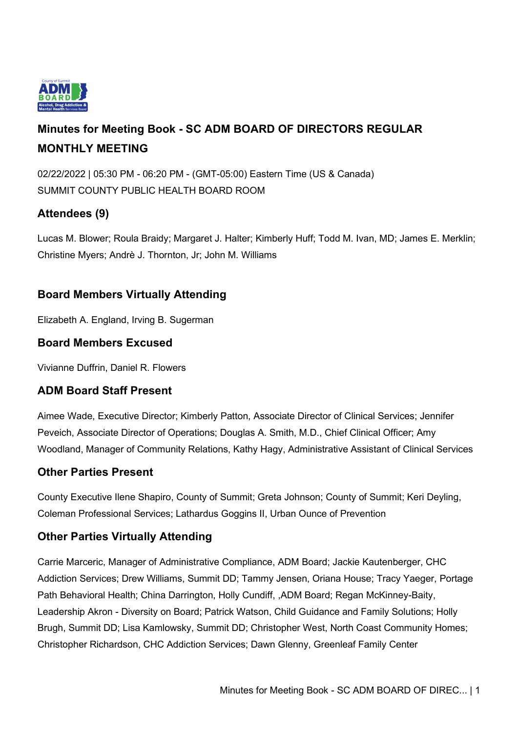# Minutes for Meeting Book - SC ADM BOARD OF DIRECTORS REGULAR MONTHLY MEETING

02/22/2022 | 05:30 PM - 06:20 PM - (GMT-05:00) Eastern Time (US & Canada)
SUMMIT COUNTY PUBLIC HEALTH BOARD ROOM

## Attendees (9)

Lucas M. Blower; Roula Braidy; Margaret J. Halter; Kimberly Huff; Todd M. Ivan, MD; James E. Merklin; Christine Myers; Andrè J. Thornton, Jr; John M. Williams

## Board Members Virtually Attending

Elizabeth A. England, Irving B. Sugerman

## Board Members Excused

Vivianne Duffrin, Daniel R. Flowers

## ADM Board Staff Present

Aimee Wade, Executive Director; Kimberly Patton, Associate Director of Clinical Services; Jennifer Peveich, Associate Director of Operations; Douglas A. Smith, M.D., Chief Clinical Officer; Amy Woodland, Manager of Community Relations, Kathy Hagy, Administrative Assistant of Clinical Services

## Other Parties Present

County Executive Ilene Shapiro, County of Summit; Greta Johnson; County of Summit; Keri Deyling, Coleman Professional Services; Lathardus Goggins II, Urban Ounce of Prevention

## Other Parties Virtually Attending

Carrie Marceric, Manager of Administrative Compliance, ADM Board; Jackie Kautenberger, CHC Addiction Services; Drew Williams, Summit DD; Tammy Jensen, Oriana House; Tracy Yaeger, Portage Path Behavioral Health; China Darrington, Holly Cundiff, ,ADM Board; Regan McKinney-Baity, Leadership Akron - Diversity on Board; Patrick Watson, Child Guidance and Family Solutions; Holly Brugh, Summit DD; Lisa Kamlowsky, Summit DD; Christopher West, North Coast Community Homes; Christopher Richardson, CHC Addiction Services; Dawn Glenny, Greenleaf Family Center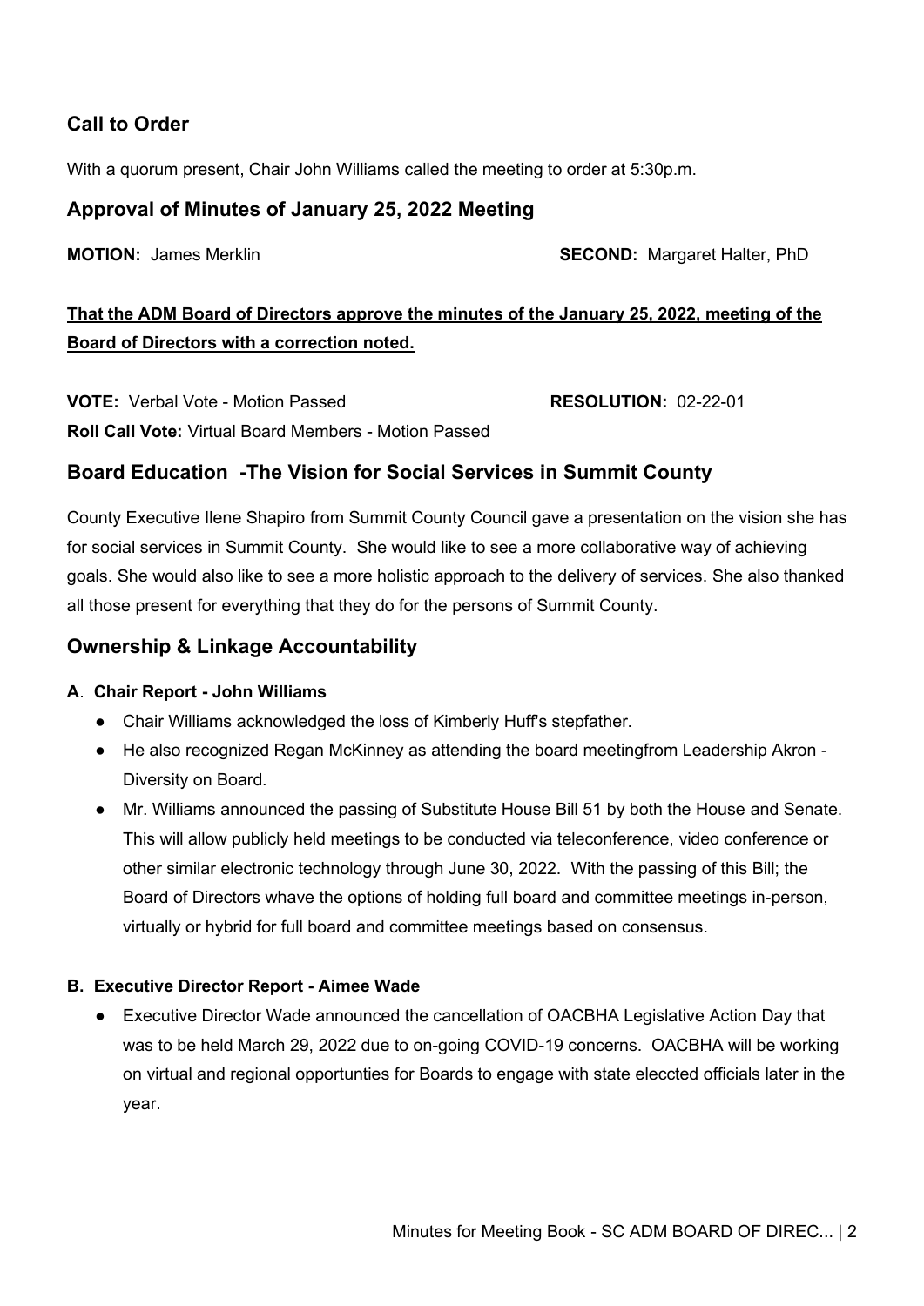## Call to Order

With a quorum present, Chair John Williams called the meeting to order at 5:30p.m.

## Approval of Minutes of January 25, 2022 Meeting

**MOTION:** James Merklin **SECOND:** Margaret Halter, PhD

**That the ADM Board of Directors approve the minutes of the January 25, 2022, meeting of the Board of Directors with a correction noted.**

**VOTE:** Verbal Vote - Motion Passed **RESOLUTION:** 02-22-01

**Roll Call Vote:** Virtual Board Members - Motion Passed

## Board Education -The Vision for Social Services in Summit County

County Executive Ilene Shapiro from Summit County Council gave a presentation on the vision she has for social services in Summit County. She would like to see a more collaborative way of achieving goals. She would also like to see a more holistic approach to the delivery of services. She also thanked all those present for everything that they do for the persons of Summit County.

## Ownership & Linkage Accountability

### A. Chair Report - John Williams

- Chair Williams acknowledged the loss of Kimberly Huff's stepfather.
- He also recognized Regan McKinney as attending the board meetingfrom Leadership Akron - Diversity on Board.
- Mr. Williams announced the passing of Substitute House Bill 51 by both the House and Senate. This will allow publicly held meetings to be conducted via teleconference, video conference or other similar electronic technology through June 30, 2022. With the passing of this Bill; the Board of Directors whave the options of holding full board and committee meetings in-person, virtually or hybrid for full board and committee meetings based on consensus.

### B. Executive Director Report - Aimee Wade

- Executive Director Wade announced the cancellation of OACBHA Legislative Action Day that was to be held March 29, 2022 due to on-going COVID-19 concerns. OACBHA will be working on virtual and regional opportunties for Boards to engage with state eleccted officials later in the year.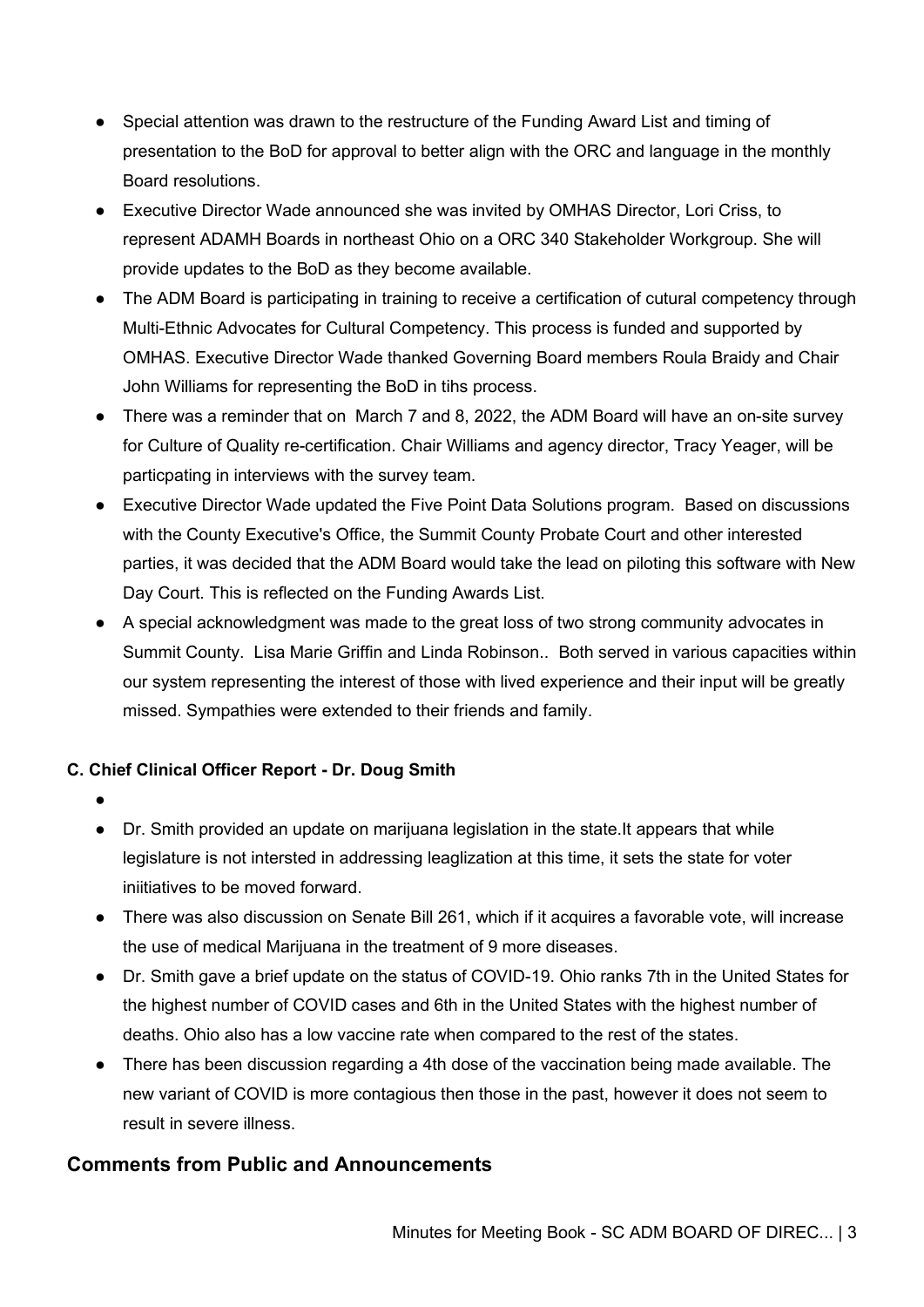- Special attention was drawn to the restructure of the Funding Award List and timing of presentation to the BoD for approval to better align with the ORC and language in the monthly Board resolutions.
- Executive Director Wade announced she was invited by OMHAS Director, Lori Criss, to represent ADAMH Boards in northeast Ohio on a ORC 340 Stakeholder Workgroup. She will provide updates to the BoD as they become available.
- The ADM Board is participating in training to receive a certification of cutural competency through Multi-Ethnic Advocates for Cultural Competency. This process is funded and supported by OMHAS. Executive Director Wade thanked Governing Board members Roula Braidy and Chair John Williams for representing the BoD in tihs process.
- There was a reminder that on March 7 and 8, 2022, the ADM Board will have an on-site survey for Culture of Quality re-certification. Chair Williams and agency director, Tracy Yeager, will be particpating in interviews with the survey team.
- Executive Director Wade updated the Five Point Data Solutions program. Based on discussions with the County Executive's Office, the Summit County Probate Court and other interested parties, it was decided that the ADM Board would take the lead on piloting this software with New Day Court. This is reflected on the Funding Awards List.
- A special acknowledgment was made to the great loss of two strong community advocates in Summit County. Lisa Marie Griffin and Linda Robinson.. Both served in various capacities within our system representing the interest of those with lived experience and their input will be greatly missed. Sympathies were extended to their friends and family.

#### C. Chief Clinical Officer Report - Dr. Doug Smith

- 
- Dr. Smith provided an update on marijuana legislation in the state.It appears that while legislature is not intersted in addressing leaglization at this time, it sets the state for voter iniitiatives to be moved forward.
- There was also discussion on Senate Bill 261, which if it acquires a favorable vote, will increase the use of medical Marijuana in the treatment of 9 more diseases.
- Dr. Smith gave a brief update on the status of COVID-19. Ohio ranks 7th in the United States for the highest number of COVID cases and 6th in the United States with the highest number of deaths. Ohio also has a low vaccine rate when compared to the rest of the states.
- There has been discussion regarding a 4th dose of the vaccination being made available. The new variant of COVID is more contagious then those in the past, however it does not seem to result in severe illness.

## Comments from Public and Announcements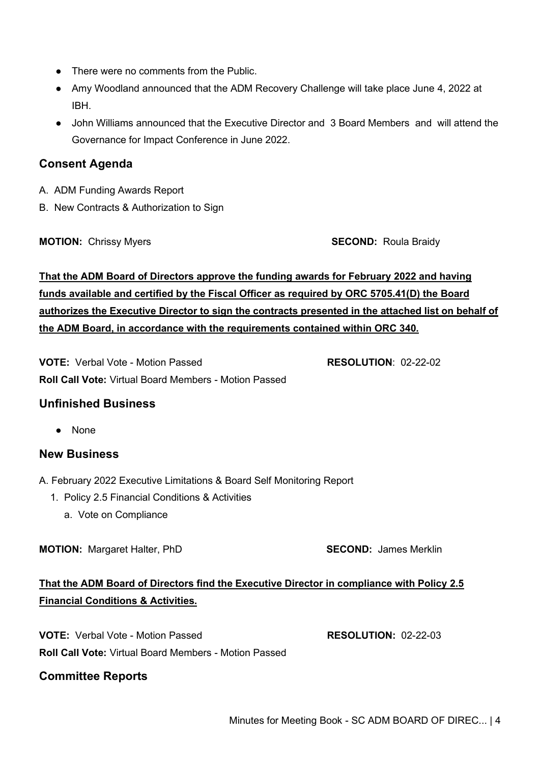- There were no comments from the Public.
- Amy Woodland announced that the ADM Recovery Challenge will take place June 4, 2022 at IBH.
- John Williams announced that the Executive Director and 3 Board Members and will attend the Governance for Impact Conference in June 2022.

## Consent Agenda

A. ADM Funding Awards Report
B. New Contracts & Authorization to Sign

**MOTION:** Chrissy Myers **SECOND:** Roula Braidy

**That the ADM Board of Directors approve the funding awards for February 2022 and having funds available and certified by the Fiscal Officer as required by ORC 5705.41(D) the Board authorizes the Executive Director to sign the contracts presented in the attached list on behalf of the ADM Board, in accordance with the requirements contained within ORC 340.**

**VOTE:** Verbal Vote - Motion Passed **RESOLUTION**: 02-22-02
**Roll Call Vote:** Virtual Board Members - Motion Passed

## Unfinished Business

- None

## New Business

A. February 2022 Executive Limitations & Board Self Monitoring Report
1. Policy 2.5 Financial Conditions & Activities
   a. Vote on Compliance

**MOTION:** Margaret Halter, PhD **SECOND:** James Merklin

**That the ADM Board of Directors find the Executive Director in compliance with Policy 2.5 Financial Conditions & Activities.**

**VOTE:** Verbal Vote - Motion Passed **RESOLUTION:** 02-22-03
**Roll Call Vote:** Virtual Board Members - Motion Passed

## Committee Reports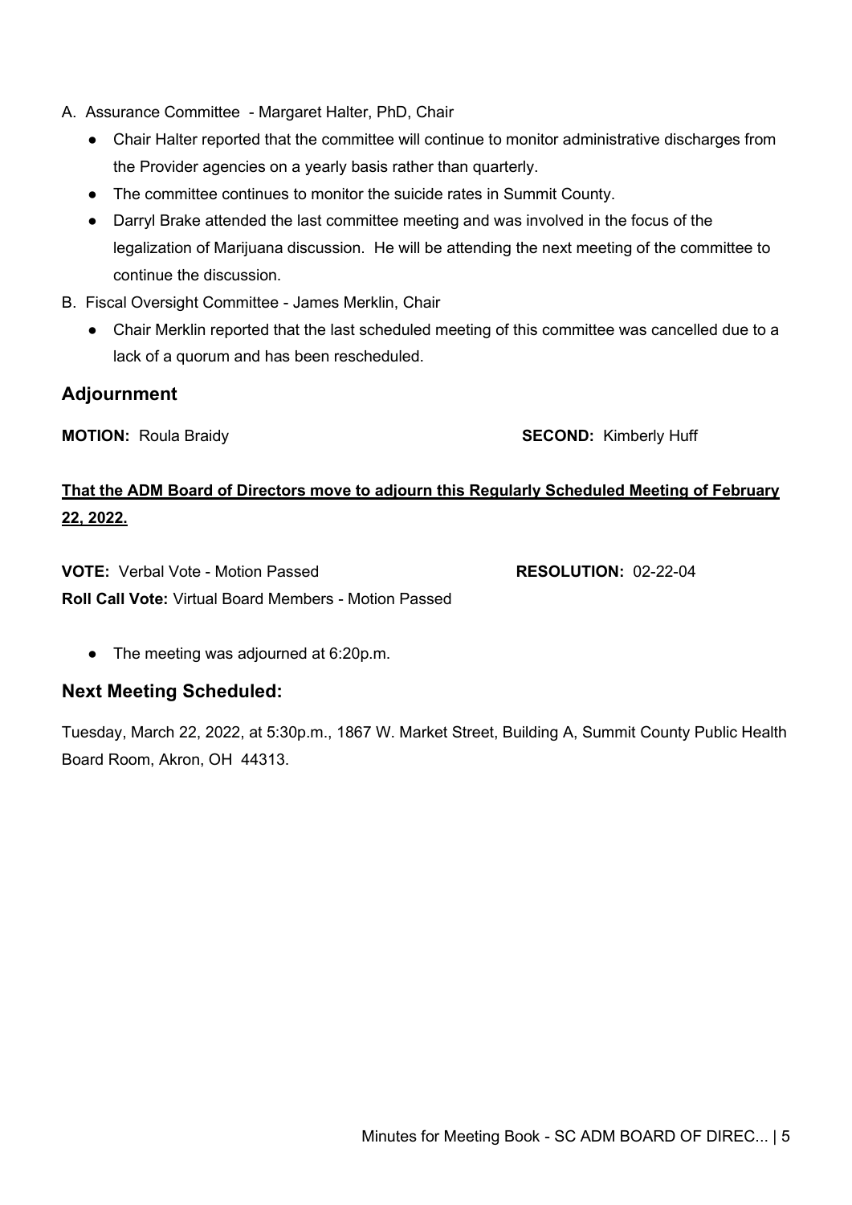A. Assurance Committee - Margaret Halter, PhD, Chair

- Chair Halter reported that the committee will continue to monitor administrative discharges from the Provider agencies on a yearly basis rather than quarterly.
- The committee continues to monitor the suicide rates in Summit County.
- Darryl Brake attended the last committee meeting and was involved in the focus of the legalization of Marijuana discussion. He will be attending the next meeting of the committee to continue the discussion.

B. Fiscal Oversight Committee - James Merklin, Chair

- Chair Merklin reported that the last scheduled meeting of this committee was cancelled due to a lack of a quorum and has been rescheduled.

## Adjournment

**MOTION:** Roula Braidy **SECOND:** Kimberly Huff

**That the ADM Board of Directors move to adjourn this Regularly Scheduled Meeting of February 22, 2022.**

**VOTE:** Verbal Vote - Motion Passed **RESOLUTION:** 02-22-04

**Roll Call Vote:** Virtual Board Members - Motion Passed

- The meeting was adjourned at 6:20p.m.

## Next Meeting Scheduled:

Tuesday, March 22, 2022, at 5:30p.m., 1867 W. Market Street, Building A, Summit County Public Health Board Room, Akron, OH 44313.